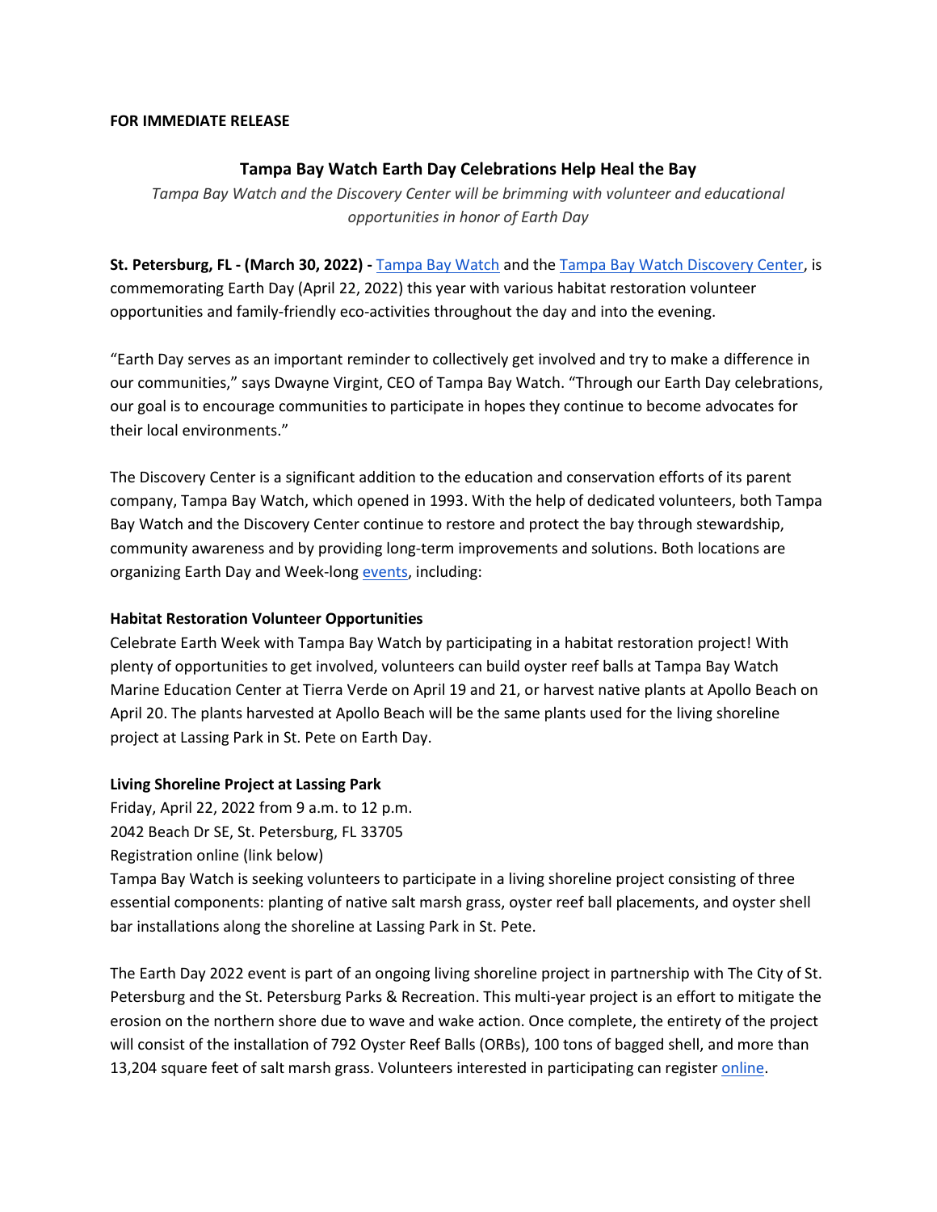**FOR IMMEDIATE RELEASE**

# Tampa Bay Watch Earth Day Celebrations Help Heal the Bay

*Tampa Bay Watch and the Discovery Center will be brimming with volunteer and educational opportunities in honor of Earth Day*

**St. Petersburg, FL - (March 30, 2022) -** Tampa Bay Watch and the Tampa Bay Watch Discovery Center, is commemorating Earth Day (April 22, 2022) this year with various habitat restoration volunteer opportunities and family-friendly eco-activities throughout the day and into the evening.

"Earth Day serves as an important reminder to collectively get involved and try to make a difference in our communities," says Dwayne Virgint, CEO of Tampa Bay Watch. "Through our Earth Day celebrations, our goal is to encourage communities to participate in hopes they continue to become advocates for their local environments."

The Discovery Center is a significant addition to the education and conservation efforts of its parent company, Tampa Bay Watch, which opened in 1993. With the help of dedicated volunteers, both Tampa Bay Watch and the Discovery Center continue to restore and protect the bay through stewardship, community awareness and by providing long-term improvements and solutions. Both locations are organizing Earth Day and Week-long events, including:

**Habitat Restoration Volunteer Opportunities**

Celebrate Earth Week with Tampa Bay Watch by participating in a habitat restoration project! With plenty of opportunities to get involved, volunteers can build oyster reef balls at Tampa Bay Watch Marine Education Center at Tierra Verde on April 19 and 21, or harvest native plants at Apollo Beach on April 20. The plants harvested at Apollo Beach will be the same plants used for the living shoreline project at Lassing Park in St. Pete on Earth Day.

**Living Shoreline Project at Lassing Park**

Friday, April 22, 2022 from 9 a.m. to 12 p.m.
2042 Beach Dr SE, St. Petersburg, FL 33705
Registration online (link below)
Tampa Bay Watch is seeking volunteers to participate in a living shoreline project consisting of three essential components: planting of native salt marsh grass, oyster reef ball placements, and oyster shell bar installations along the shoreline at Lassing Park in St. Pete.

The Earth Day 2022 event is part of an ongoing living shoreline project in partnership with The City of St. Petersburg and the St. Petersburg Parks & Recreation. This multi-year project is an effort to mitigate the erosion on the northern shore due to wave and wake action. Once complete, the entirety of the project will consist of the installation of 792 Oyster Reef Balls (ORBs), 100 tons of bagged shell, and more than 13,204 square feet of salt marsh grass. Volunteers interested in participating can register online.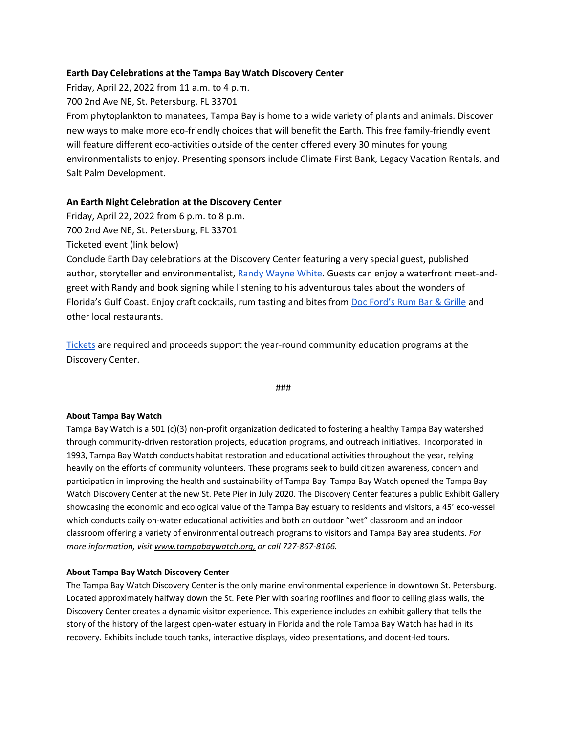**Earth Day Celebrations at the Tampa Bay Watch Discovery Center**

Friday, April 22, 2022 from 11 a.m. to 4 p.m.

700 2nd Ave NE, St. Petersburg, FL 33701

From phytoplankton to manatees, Tampa Bay is home to a wide variety of plants and animals. Discover new ways to make more eco-friendly choices that will benefit the Earth. This free family-friendly event will feature different eco-activities outside of the center offered every 30 minutes for young environmentalists to enjoy. Presenting sponsors include Climate First Bank, Legacy Vacation Rentals, and Salt Palm Development.

**An Earth Night Celebration at the Discovery Center**

Friday, April 22, 2022 from 6 p.m. to 8 p.m.

700 2nd Ave NE, St. Petersburg, FL 33701

Ticketed event (link below)

Conclude Earth Day celebrations at the Discovery Center featuring a very special guest, published author, storyteller and environmentalist, Randy Wayne White. Guests can enjoy a waterfront meet-and-greet with Randy and book signing while listening to his adventurous tales about the wonders of Florida's Gulf Coast. Enjoy craft cocktails, rum tasting and bites from Doc Ford's Rum Bar & Grille and other local restaurants.

Tickets are required and proceeds support the year-round community education programs at the Discovery Center.

###

**About Tampa Bay Watch**

Tampa Bay Watch is a 501 (c)(3) non-profit organization dedicated to fostering a healthy Tampa Bay watershed through community-driven restoration projects, education programs, and outreach initiatives. Incorporated in 1993, Tampa Bay Watch conducts habitat restoration and educational activities throughout the year, relying heavily on the efforts of community volunteers. These programs seek to build citizen awareness, concern and participation in improving the health and sustainability of Tampa Bay. Tampa Bay Watch opened the Tampa Bay Watch Discovery Center at the new St. Pete Pier in July 2020. The Discovery Center features a public Exhibit Gallery showcasing the economic and ecological value of the Tampa Bay estuary to residents and visitors, a 45' eco-vessel which conducts daily on-water educational activities and both an outdoor "wet" classroom and an indoor classroom offering a variety of environmental outreach programs to visitors and Tampa Bay area students. *For more information, visit www.tampabaywatch.org, or call 727-867-8166.*

**About Tampa Bay Watch Discovery Center**

The Tampa Bay Watch Discovery Center is the only marine environmental experience in downtown St. Petersburg. Located approximately halfway down the St. Pete Pier with soaring rooflines and floor to ceiling glass walls, the Discovery Center creates a dynamic visitor experience. This experience includes an exhibit gallery that tells the story of the history of the largest open-water estuary in Florida and the role Tampa Bay Watch has had in its recovery. Exhibits include touch tanks, interactive displays, video presentations, and docent-led tours.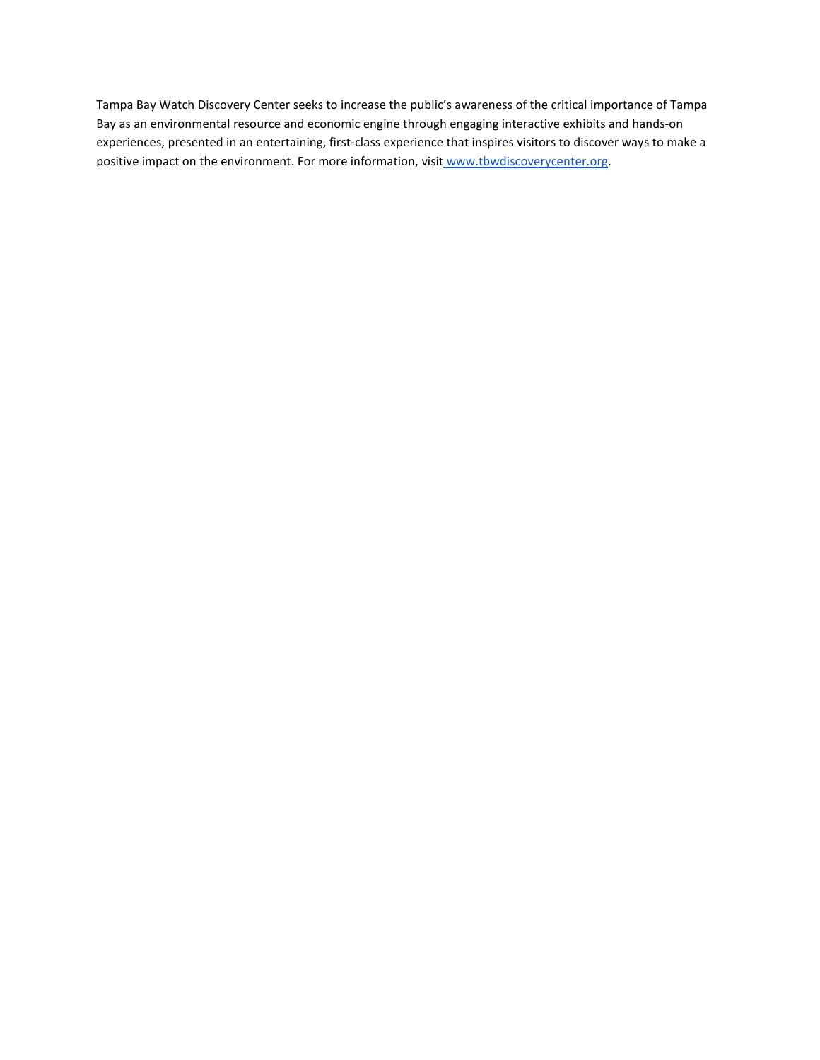Tampa Bay Watch Discovery Center seeks to increase the public's awareness of the critical importance of Tampa Bay as an environmental resource and economic engine through engaging interactive exhibits and hands-on experiences, presented in an entertaining, first-class experience that inspires visitors to discover ways to make a positive impact on the environment. For more information, visit [www.tbwdiscoverycenter.org](http://www.tbwdiscoverycenter.org).